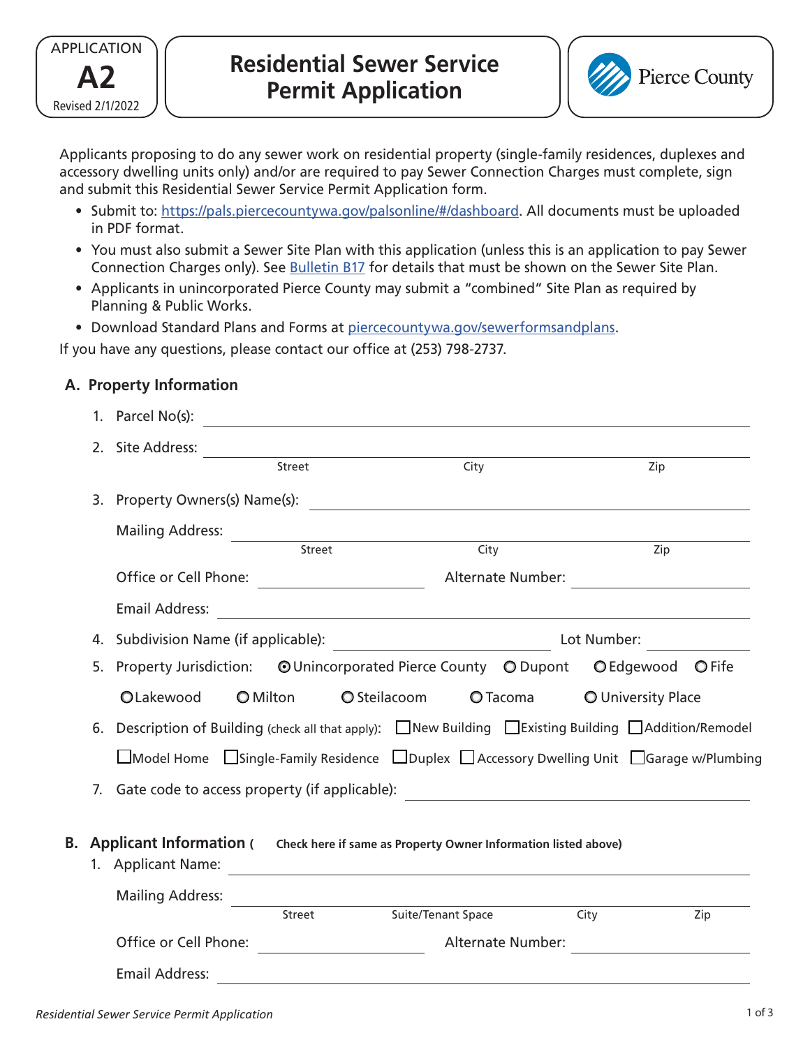APPLICATION

**A2**

Revised 2/1/2022

# Residential Sewer Service Permit Application

Pierce County

Applicants proposing to do any sewer work on residential property (single-family residences, duplexes and accessory dwelling units only) and/or are required to pay Sewer Connection Charges must complete, sign and submit this Residential Sewer Service Permit Application form.

- Submit to: https://pals.piercecountywa.gov/palsonline/#/dashboard. All documents must be uploaded in PDF format.
- You must also submit a Sewer Site Plan with this application (unless this is an application to pay Sewer Connection Charges only). See Bulletin B17 for details that must be shown on the Sewer Site Plan.
- Applicants in unincorporated Pierce County may submit a "combined" Site Plan as required by Planning & Public Works.
- Download Standard Plans and Forms at piercecountywa.gov/sewerformsandplans.

If you have any questions, please contact our office at (253) 798-2737.

## A. Property Information

1. Parcel No(s): ____________________
2. Site Address: ____________________
   Street / City / Zip
3. Property Owners(s) Name(s): ____________________

   Mailing Address: ____________________
   Street / City / Zip

   Office or Cell Phone: __________ Alternate Number: __________

   Email Address: ____________________
4. Subdivision Name (if applicable): __________ Lot Number: __________
5. Property Jurisdiction: ◉ Unincorporated Pierce County ○ Dupont ○ Edgewood ○ Fife ○ Lakewood ○ Milton ○ Steilacoom ○ Tacoma ○ University Place
6. Description of Building (check all that apply): ☐ New Building ☐ Existing Building ☐ Addition/Remodel ☐ Model Home ☐ Single-Family Residence ☐ Duplex ☐ Accessory Dwelling Unit ☐ Garage w/Plumbing
7. Gate code to access property (if applicable): ____________________

## B. Applicant Information ( Check here if same as Property Owner Information listed above)

1. Applicant Name: ____________________

   Mailing Address: ____________________
   Street / Suite/Tenant Space / City / Zip

   Office or Cell Phone: __________ Alternate Number: __________

   Email Address: ____________________

*Residential Sewer Service Permit Application*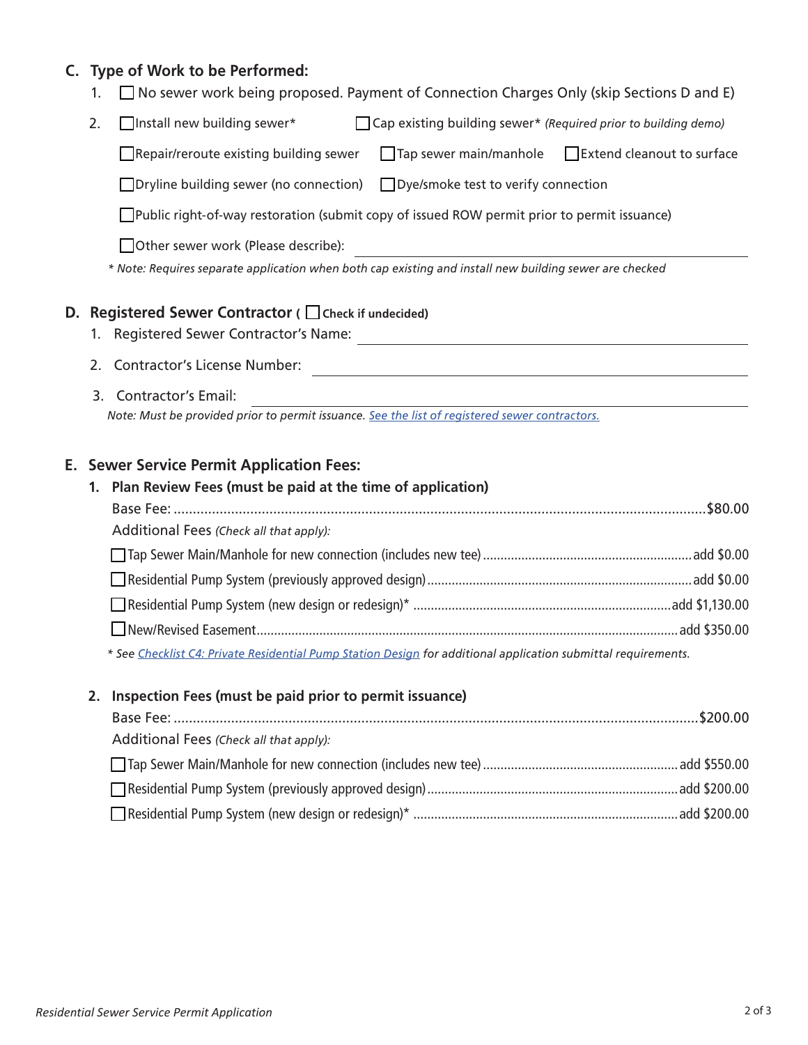## C. Type of Work to be Performed:

1. ☐ No sewer work being proposed. Payment of Connection Charges Only (skip Sections D and E)
2. ☐ Install new building sewer* ☐ Cap existing building sewer* *(Required prior to building demo)*

   ☐ Repair/reroute existing building sewer ☐ Tap sewer main/manhole ☐ Extend cleanout to surface

   ☐ Dryline building sewer (no connection) ☐ Dye/smoke test to verify connection

   ☐ Public right-of-way restoration (submit copy of issued ROW permit prior to permit issuance)

   ☐ Other sewer work (Please describe): ______________________________

   *\* Note: Requires separate application when both cap existing and install new building sewer are checked*

## D. Registered Sewer Contractor ( ☐ **Check if undecided)**

1. Registered Sewer Contractor's Name: ______________________________
2. Contractor's License Number: ______________________________
3. Contractor's Email: ______________________________

*Note: Must be provided prior to permit issuance. See the list of registered sewer contractors.*

## E. Sewer Service Permit Application Fees:

### 1. Plan Review Fees (must be paid at the time of application)

Base Fee: .......... $80.00

Additional Fees *(Check all that apply):*

☐ Tap Sewer Main/Manhole for new connection (includes new tee) .......... add $0.00

☐ Residential Pump System (previously approved design) .......... add $0.00

☐ Residential Pump System (new design or redesign)* .......... add $1,130.00

☐ New/Revised Easement .......... add $350.00

*\* See Checklist C4: Private Residential Pump Station Design for additional application submittal requirements.*

### 2. Inspection Fees (must be paid prior to permit issuance)

Base Fee: .......... $200.00

Additional Fees *(Check all that apply):*

☐ Tap Sewer Main/Manhole for new connection (includes new tee) .......... add $550.00

☐ Residential Pump System (previously approved design) .......... add $200.00

☐ Residential Pump System (new design or redesign)* .......... add $200.00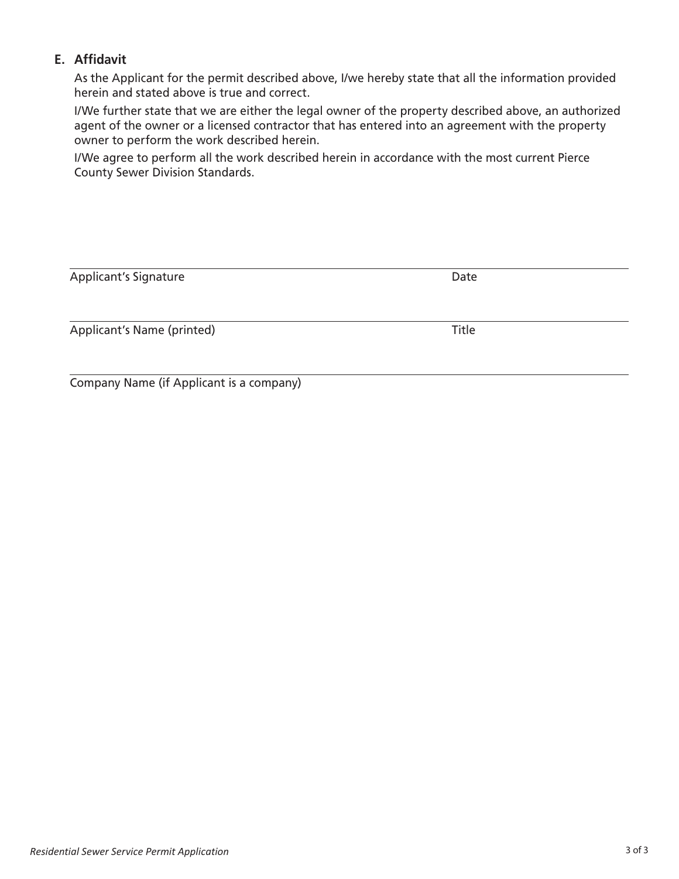## E. Affidavit

As the Applicant for the permit described above, I/we hereby state that all the information provided herein and stated above is true and correct.

I/We further state that we are either the legal owner of the property described above, an authorized agent of the owner or a licensed contractor that has entered into an agreement with the property owner to perform the work described herein.

I/We agree to perform all the work described herein in accordance with the most current Pierce County Sewer Division Standards.

______________________________________________________________________

Applicant's Signature                                        Date

______________________________________________________________________

Applicant's Name (printed)                                   Title

______________________________________________________________________

Company Name (if Applicant is a company)